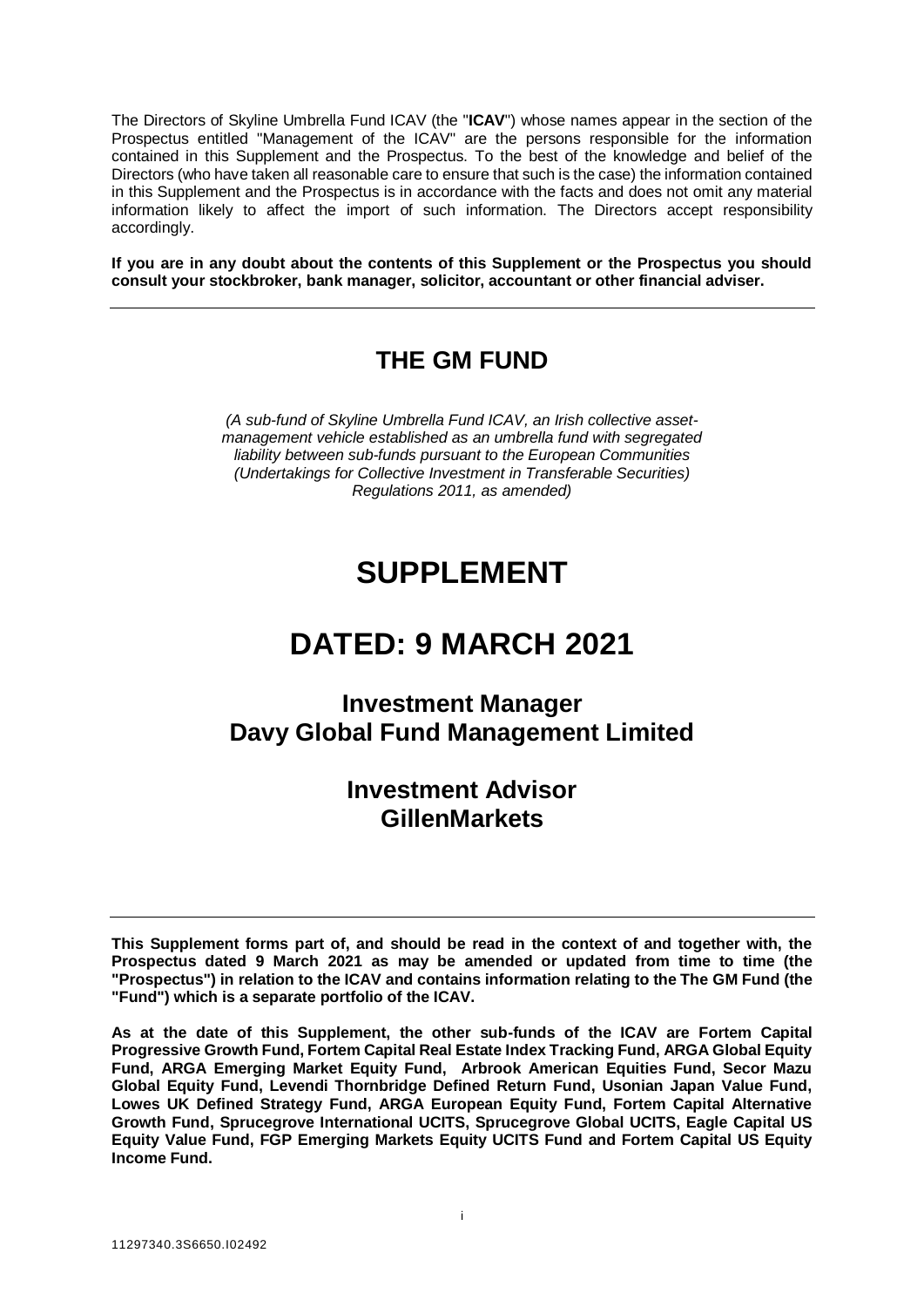The Directors of Skyline Umbrella Fund ICAV (the "**ICAV**") whose names appear in the section of the Prospectus entitled "Management of the ICAV" are the persons responsible for the information contained in this Supplement and the Prospectus. To the best of the knowledge and belief of the Directors (who have taken all reasonable care to ensure that such is the case) the information contained in this Supplement and the Prospectus is in accordance with the facts and does not omit any material information likely to affect the import of such information. The Directors accept responsibility accordingly.

**If you are in any doubt about the contents of this Supplement or the Prospectus you should consult your stockbroker, bank manager, solicitor, accountant or other financial adviser.**

---

## THE GM FUND

*(A sub-fund of Skyline Umbrella Fund ICAV, an Irish collective asset-management vehicle established as an umbrella fund with segregated liability between sub-funds pursuant to the European Communities (Undertakings for Collective Investment in Transferable Securities) Regulations 2011, as amended)*

# SUPPLEMENT

# DATED: 9 MARCH 2021

## Investment Manager
## Davy Global Fund Management Limited

## Investment Advisor
## GillenMarkets

---

**This Supplement forms part of, and should be read in the context of and together with, the Prospectus dated 9 March 2021 as may be amended or updated from time to time (the "Prospectus") in relation to the ICAV and contains information relating to the The GM Fund (the "Fund") which is a separate portfolio of the ICAV.**

**As at the date of this Supplement, the other sub-funds of the ICAV are Fortem Capital Progressive Growth Fund, Fortem Capital Real Estate Index Tracking Fund, ARGA Global Equity Fund, ARGA Emerging Market Equity Fund, Arbrook American Equities Fund, Secor Mazu Global Equity Fund, Levendi Thornbridge Defined Return Fund, Usonian Japan Value Fund, Lowes UK Defined Strategy Fund, ARGA European Equity Fund, Fortem Capital Alternative Growth Fund, Sprucegrove International UCITS, Sprucegrove Global UCITS, Eagle Capital US Equity Value Fund, FGP Emerging Markets Equity UCITS Fund and Fortem Capital US Equity Income Fund.**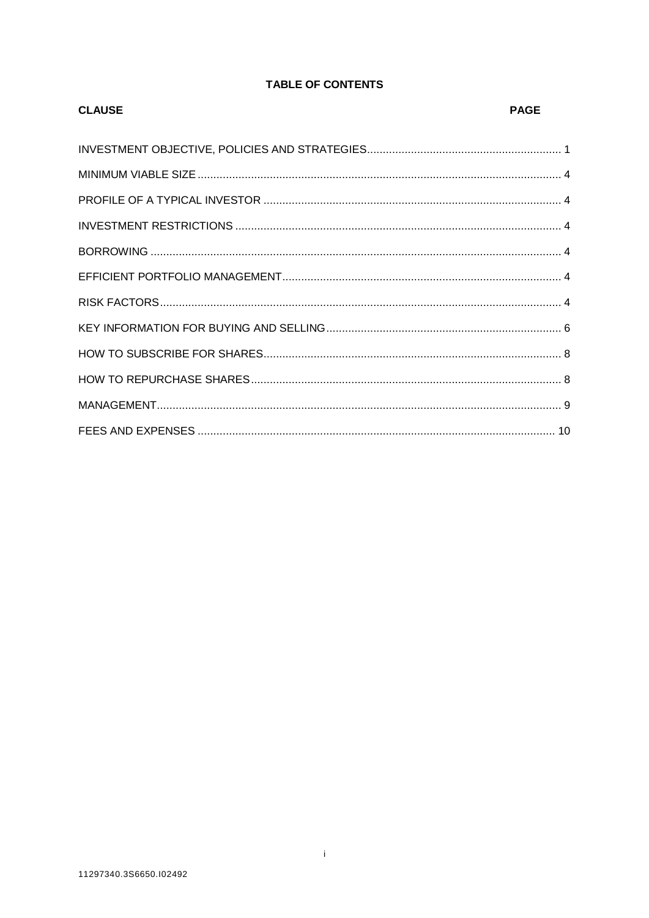**TABLE OF CONTENTS**

| CLAUSE | PAGE |
| --- | --- |
| INVESTMENT OBJECTIVE, POLICIES AND STRATEGIES | 1 |
| MINIMUM VIABLE SIZE | 4 |
| PROFILE OF A TYPICAL INVESTOR | 4 |
| INVESTMENT RESTRICTIONS | 4 |
| BORROWING | 4 |
| EFFICIENT PORTFOLIO MANAGEMENT | 4 |
| RISK FACTORS | 4 |
| KEY INFORMATION FOR BUYING AND SELLING | 6 |
| HOW TO SUBSCRIBE FOR SHARES | 8 |
| HOW TO REPURCHASE SHARES | 8 |
| MANAGEMENT | 9 |
| FEES AND EXPENSES | 10 |

11297340.3S6650.I02492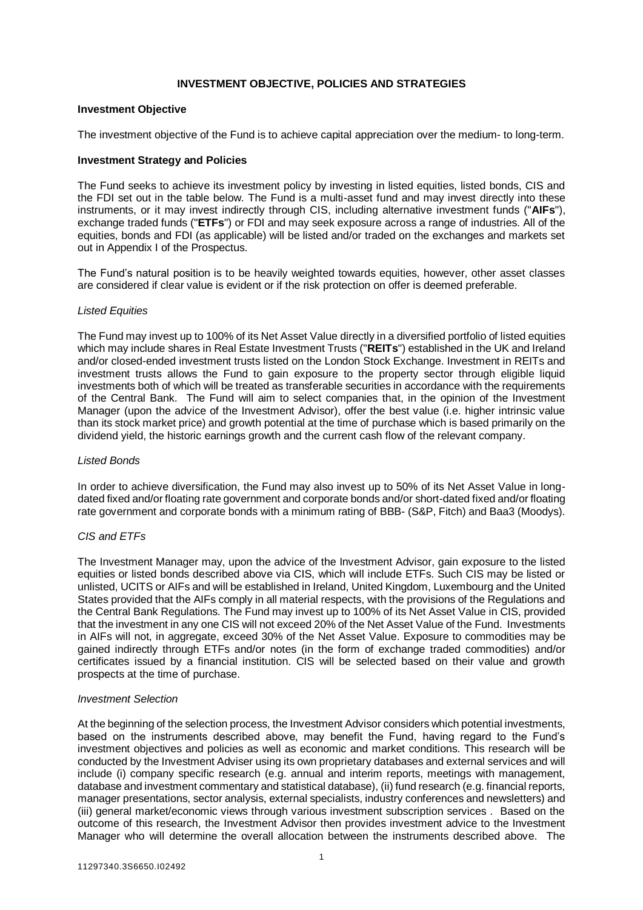# INVESTMENT OBJECTIVE, POLICIES AND STRATEGIES

## Investment Objective

The investment objective of the Fund is to achieve capital appreciation over the medium- to long-term.

## Investment Strategy and Policies

The Fund seeks to achieve its investment policy by investing in listed equities, listed bonds, CIS and the FDI set out in the table below. The Fund is a multi-asset fund and may invest directly into these instruments, or it may invest indirectly through CIS, including alternative investment funds ("**AIFs**"), exchange traded funds ("**ETFs**") or FDI and may seek exposure across a range of industries. All of the equities, bonds and FDI (as applicable) will be listed and/or traded on the exchanges and markets set out in Appendix I of the Prospectus.

The Fund's natural position is to be heavily weighted towards equities, however, other asset classes are considered if clear value is evident or if the risk protection on offer is deemed preferable.

### *Listed Equities*

The Fund may invest up to 100% of its Net Asset Value directly in a diversified portfolio of listed equities which may include shares in Real Estate Investment Trusts ("**REITs**") established in the UK and Ireland and/or closed-ended investment trusts listed on the London Stock Exchange. Investment in REITs and investment trusts allows the Fund to gain exposure to the property sector through eligible liquid investments both of which will be treated as transferable securities in accordance with the requirements of the Central Bank. The Fund will aim to select companies that, in the opinion of the Investment Manager (upon the advice of the Investment Advisor), offer the best value (i.e. higher intrinsic value than its stock market price) and growth potential at the time of purchase which is based primarily on the dividend yield, the historic earnings growth and the current cash flow of the relevant company.

### *Listed Bonds*

In order to achieve diversification, the Fund may also invest up to 50% of its Net Asset Value in long-dated fixed and/or floating rate government and corporate bonds and/or short-dated fixed and/or floating rate government and corporate bonds with a minimum rating of BBB- (S&P, Fitch) and Baa3 (Moodys).

### *CIS and ETFs*

The Investment Manager may, upon the advice of the Investment Advisor, gain exposure to the listed equities or listed bonds described above via CIS, which will include ETFs. Such CIS may be listed or unlisted, UCITS or AIFs and will be established in Ireland, United Kingdom, Luxembourg and the United States provided that the AIFs comply in all material respects, with the provisions of the Regulations and the Central Bank Regulations. The Fund may invest up to 100% of its Net Asset Value in CIS, provided that the investment in any one CIS will not exceed 20% of the Net Asset Value of the Fund. Investments in AIFs will not, in aggregate, exceed 30% of the Net Asset Value. Exposure to commodities may be gained indirectly through ETFs and/or notes (in the form of exchange traded commodities) and/or certificates issued by a financial institution. CIS will be selected based on their value and growth prospects at the time of purchase.

### *Investment Selection*

At the beginning of the selection process, the Investment Advisor considers which potential investments, based on the instruments described above, may benefit the Fund, having regard to the Fund's investment objectives and policies as well as economic and market conditions. This research will be conducted by the Investment Adviser using its own proprietary databases and external services and will include (i) company specific research (e.g. annual and interim reports, meetings with management, database and investment commentary and statistical database), (ii) fund research (e.g. financial reports, manager presentations, sector analysis, external specialists, industry conferences and newsletters) and (iii) general market/economic views through various investment subscription services . Based on the outcome of this research, the Investment Advisor then provides investment advice to the Investment Manager who will determine the overall allocation between the instruments described above. The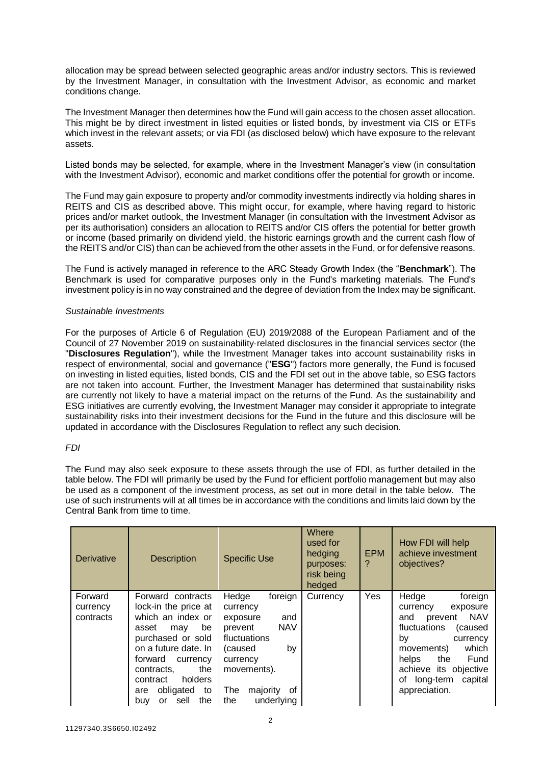allocation may be spread between selected geographic areas and/or industry sectors. This is reviewed by the Investment Manager, in consultation with the Investment Advisor, as economic and market conditions change.

The Investment Manager then determines how the Fund will gain access to the chosen asset allocation. This might be by direct investment in listed equities or listed bonds, by investment via CIS or ETFs which invest in the relevant assets; or via FDI (as disclosed below) which have exposure to the relevant assets.

Listed bonds may be selected, for example, where in the Investment Manager's view (in consultation with the Investment Advisor), economic and market conditions offer the potential for growth or income.

The Fund may gain exposure to property and/or commodity investments indirectly via holding shares in REITS and CIS as described above. This might occur, for example, where having regard to historic prices and/or market outlook, the Investment Manager (in consultation with the Investment Advisor as per its authorisation) considers an allocation to REITS and/or CIS offers the potential for better growth or income (based primarily on dividend yield, the historic earnings growth and the current cash flow of the REITS and/or CIS) than can be achieved from the other assets in the Fund, or for defensive reasons.

The Fund is actively managed in reference to the ARC Steady Growth Index (the "**Benchmark**"). The Benchmark is used for comparative purposes only in the Fund's marketing materials. The Fund's investment policy is in no way constrained and the degree of deviation from the Index may be significant.

*Sustainable Investments*

For the purposes of Article 6 of Regulation (EU) 2019/2088 of the European Parliament and of the Council of 27 November 2019 on sustainability-related disclosures in the financial services sector (the "**Disclosures Regulation**"), while the Investment Manager takes into account sustainability risks in respect of environmental, social and governance ("**ESG**") factors more generally, the Fund is focused on investing in listed equities, listed bonds, CIS and the FDI set out in the above table, so ESG factors are not taken into account. Further, the Investment Manager has determined that sustainability risks are currently not likely to have a material impact on the returns of the Fund. As the sustainability and ESG initiatives are currently evolving, the Investment Manager may consider it appropriate to integrate sustainability risks into their investment decisions for the Fund in the future and this disclosure will be updated in accordance with the Disclosures Regulation to reflect any such decision.

*FDI*

The Fund may also seek exposure to these assets through the use of FDI, as further detailed in the table below. The FDI will primarily be used by the Fund for efficient portfolio management but may also be used as a component of the investment process, as set out in more detail in the table below. The use of such instruments will at all times be in accordance with the conditions and limits laid down by the Central Bank from time to time.

| Derivative | Description | Specific Use | Where used for hedging purposes: risk being hedged | EPM ? | How FDI will help achieve investment objectives? |
|---|---|---|---|---|---|
| Forward currency contracts | Forward contracts lock-in the price at which an index or asset may be purchased or sold on a future date. In forward currency contracts, the contract holders are obligated to buy or sell the | Hedge foreign currency exposure and prevent NAV fluctuations (caused by currency movements).<br><br>The majority of the underlying | Currency | Yes | Hedge foreign currency exposure and prevent NAV fluctuations (caused by currency movements) which helps the Fund achieve its objective of long-term capital appreciation. |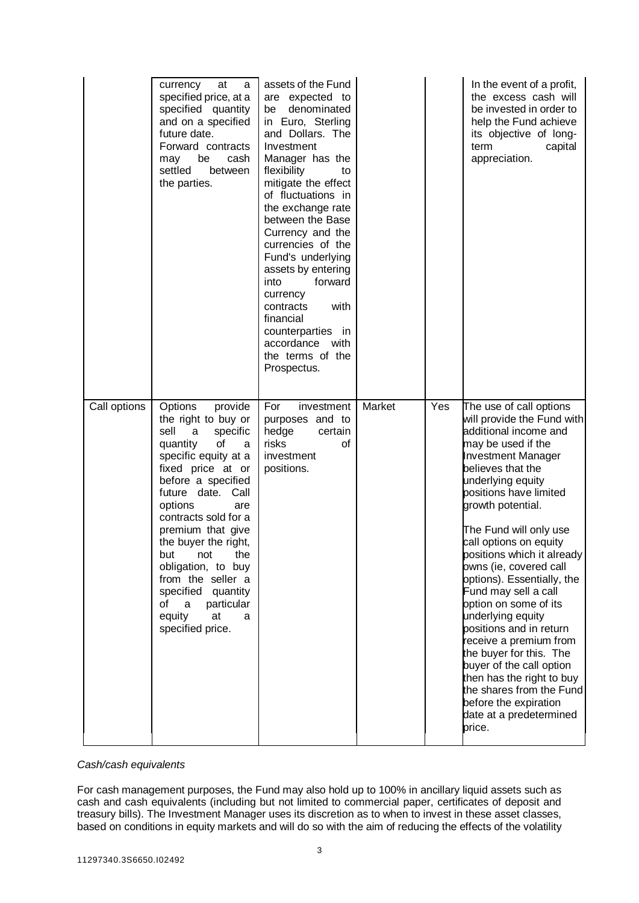| | | | | | |
|---|---|---|---|---|---|
| | currency at a specified price, at a specified quantity and on a specified future date. Forward contracts may be cash settled between the parties. | assets of the Fund are expected to be denominated in Euro, Sterling and Dollars. The Investment Manager has the flexibility to mitigate the effect of fluctuations in the exchange rate between the Base Currency and the currencies of the Fund's underlying assets by entering into forward currency contracts with financial counterparties in accordance with the terms of the Prospectus. | | | In the event of a profit, the excess cash will be invested in order to help the Fund achieve its objective of long-term capital appreciation. |
| Call options | Options provide the right to buy or sell a specific quantity of a specific equity at a fixed price at or before a specified future date. Call options are contracts sold for a premium that give the buyer the right, but not the obligation, to buy from the seller a specified quantity of a particular equity at a specified price. | For investment purposes and to hedge certain risks of investment positions. | Market | Yes | The use of call options will provide the Fund with additional income and may be used if the Investment Manager believes that the underlying equity positions have limited growth potential.<br><br>The Fund will only use call options on equity positions which it already owns (ie, covered call options). Essentially, the Fund may sell a call option on some of its underlying equity positions and in return receive a premium from the buyer for this. The buyer of the call option then has the right to buy the shares from the Fund before the expiration date at a predetermined price. |

*Cash/cash equivalents*

For cash management purposes, the Fund may also hold up to 100% in ancillary liquid assets such as cash and cash equivalents (including but not limited to commercial paper, certificates of deposit and treasury bills). The Investment Manager uses its discretion as to when to invest in these asset classes, based on conditions in equity markets and will do so with the aim of reducing the effects of the volatility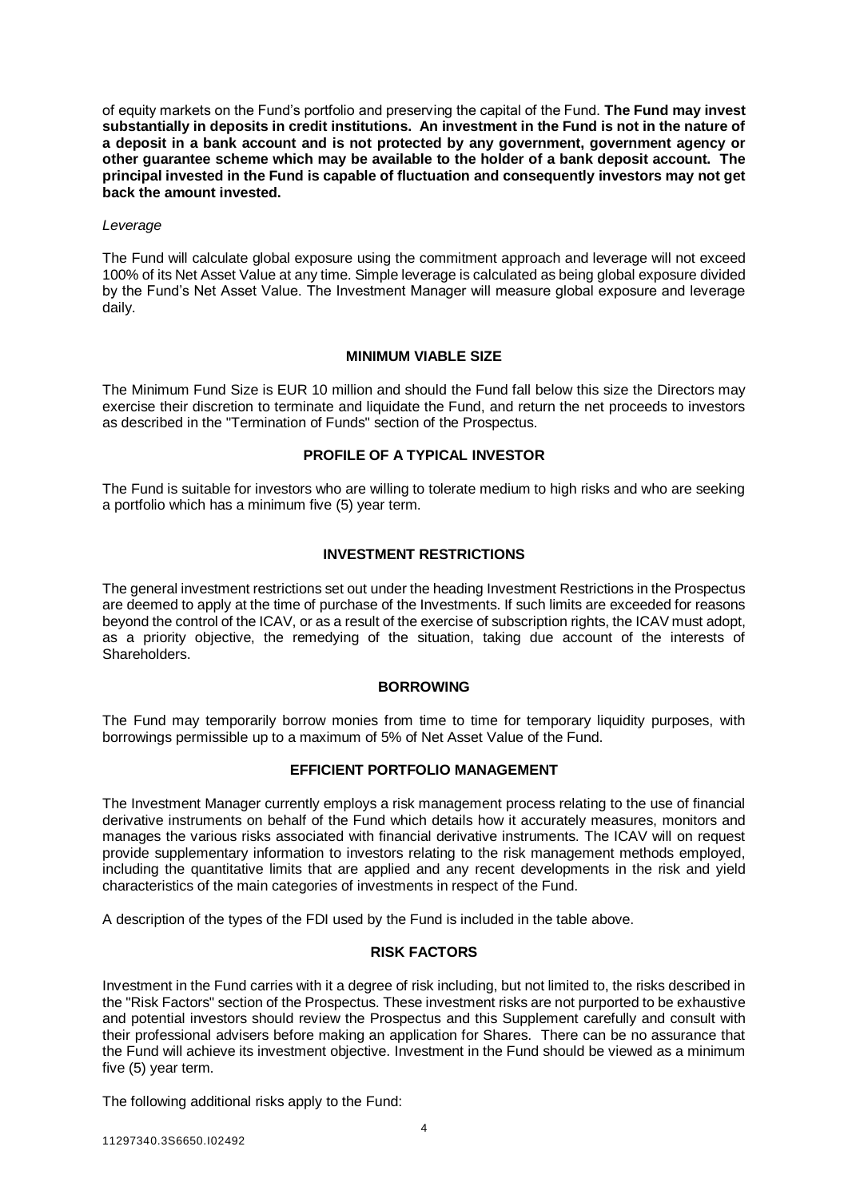of equity markets on the Fund's portfolio and preserving the capital of the Fund. **The Fund may invest substantially in deposits in credit institutions. An investment in the Fund is not in the nature of a deposit in a bank account and is not protected by any government, government agency or other guarantee scheme which may be available to the holder of a bank deposit account. The principal invested in the Fund is capable of fluctuation and consequently investors may not get back the amount invested.**

*Leverage*

The Fund will calculate global exposure using the commitment approach and leverage will not exceed 100% of its Net Asset Value at any time. Simple leverage is calculated as being global exposure divided by the Fund's Net Asset Value. The Investment Manager will measure global exposure and leverage daily.

## MINIMUM VIABLE SIZE

The Minimum Fund Size is EUR 10 million and should the Fund fall below this size the Directors may exercise their discretion to terminate and liquidate the Fund, and return the net proceeds to investors as described in the "Termination of Funds" section of the Prospectus.

## PROFILE OF A TYPICAL INVESTOR

The Fund is suitable for investors who are willing to tolerate medium to high risks and who are seeking a portfolio which has a minimum five (5) year term.

## INVESTMENT RESTRICTIONS

The general investment restrictions set out under the heading Investment Restrictions in the Prospectus are deemed to apply at the time of purchase of the Investments. If such limits are exceeded for reasons beyond the control of the ICAV, or as a result of the exercise of subscription rights, the ICAV must adopt, as a priority objective, the remedying of the situation, taking due account of the interests of Shareholders.

## BORROWING

The Fund may temporarily borrow monies from time to time for temporary liquidity purposes, with borrowings permissible up to a maximum of 5% of Net Asset Value of the Fund.

## EFFICIENT PORTFOLIO MANAGEMENT

The Investment Manager currently employs a risk management process relating to the use of financial derivative instruments on behalf of the Fund which details how it accurately measures, monitors and manages the various risks associated with financial derivative instruments. The ICAV will on request provide supplementary information to investors relating to the risk management methods employed, including the quantitative limits that are applied and any recent developments in the risk and yield characteristics of the main categories of investments in respect of the Fund.

A description of the types of the FDI used by the Fund is included in the table above.

## RISK FACTORS

Investment in the Fund carries with it a degree of risk including, but not limited to, the risks described in the "Risk Factors" section of the Prospectus. These investment risks are not purported to be exhaustive and potential investors should review the Prospectus and this Supplement carefully and consult with their professional advisers before making an application for Shares. There can be no assurance that the Fund will achieve its investment objective. Investment in the Fund should be viewed as a minimum five (5) year term.

The following additional risks apply to the Fund: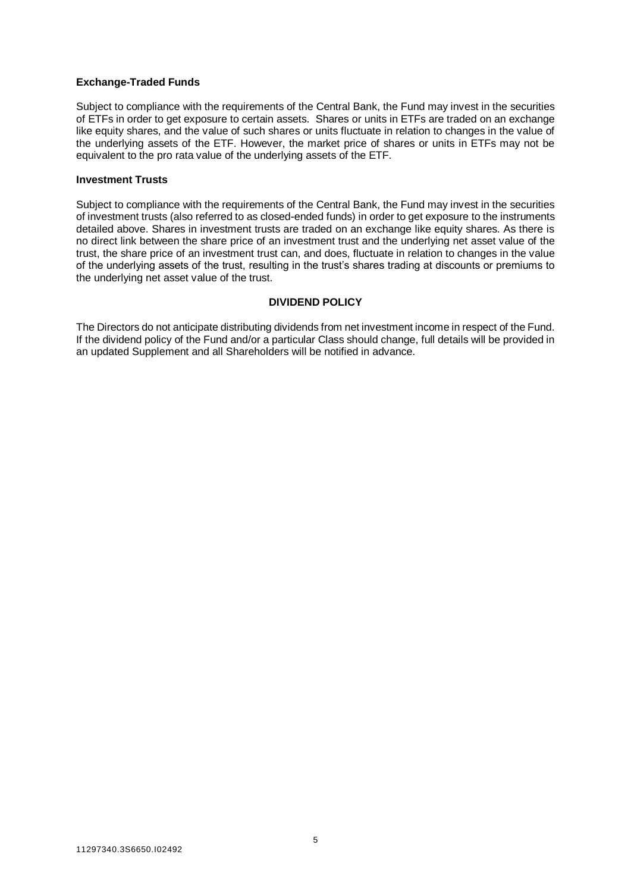**Exchange-Traded Funds**

Subject to compliance with the requirements of the Central Bank, the Fund may invest in the securities of ETFs in order to get exposure to certain assets. Shares or units in ETFs are traded on an exchange like equity shares, and the value of such shares or units fluctuate in relation to changes in the value of the underlying assets of the ETF. However, the market price of shares or units in ETFs may not be equivalent to the pro rata value of the underlying assets of the ETF.

**Investment Trusts**

Subject to compliance with the requirements of the Central Bank, the Fund may invest in the securities of investment trusts (also referred to as closed-ended funds) in order to get exposure to the instruments detailed above. Shares in investment trusts are traded on an exchange like equity shares. As there is no direct link between the share price of an investment trust and the underlying net asset value of the trust, the share price of an investment trust can, and does, fluctuate in relation to changes in the value of the underlying assets of the trust, resulting in the trust's shares trading at discounts or premiums to the underlying net asset value of the trust.

## DIVIDEND POLICY

The Directors do not anticipate distributing dividends from net investment income in respect of the Fund. If the dividend policy of the Fund and/or a particular Class should change, full details will be provided in an updated Supplement and all Shareholders will be notified in advance.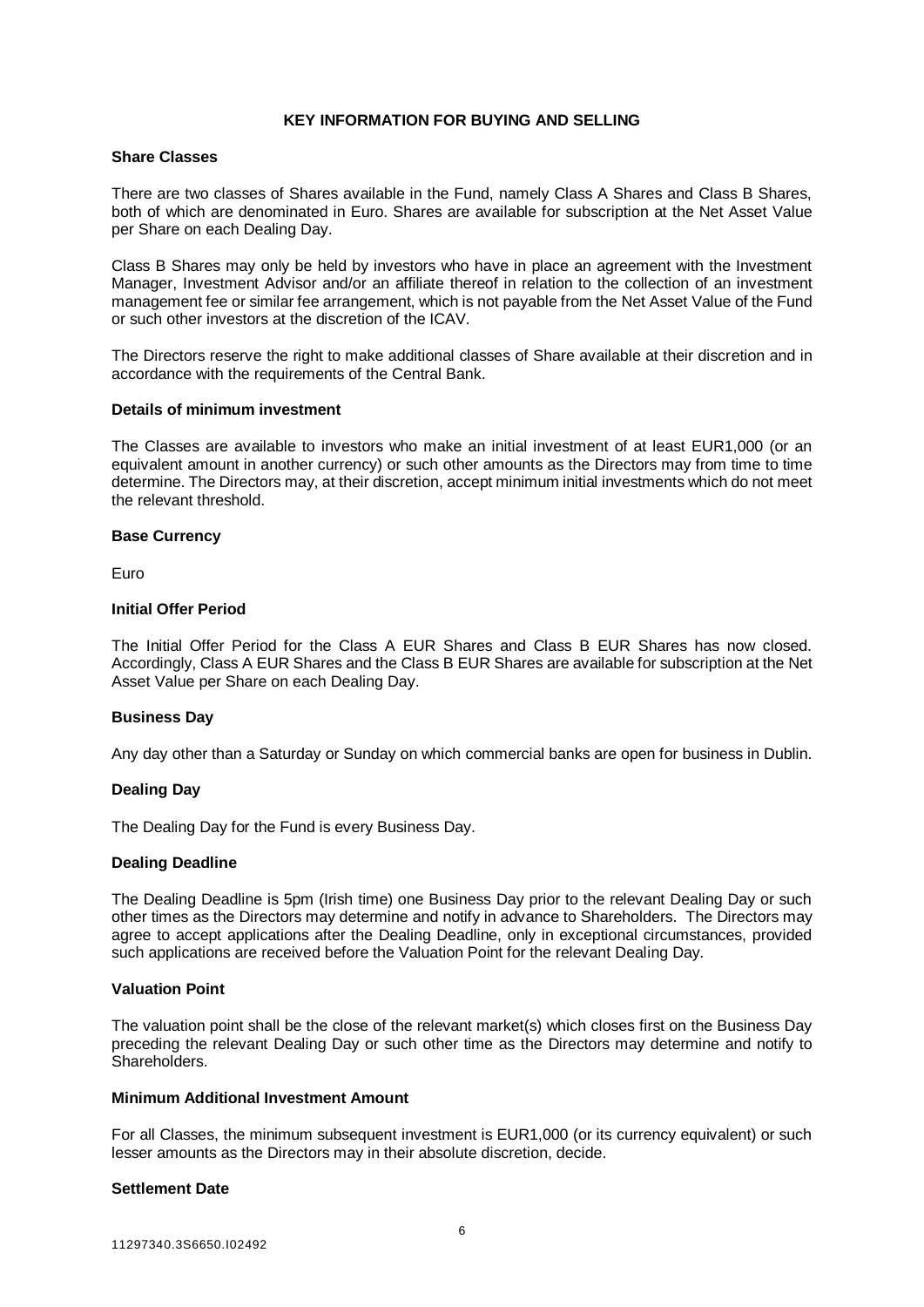## KEY INFORMATION FOR BUYING AND SELLING

### Share Classes

There are two classes of Shares available in the Fund, namely Class A Shares and Class B Shares, both of which are denominated in Euro. Shares are available for subscription at the Net Asset Value per Share on each Dealing Day.

Class B Shares may only be held by investors who have in place an agreement with the Investment Manager, Investment Advisor and/or an affiliate thereof in relation to the collection of an investment management fee or similar fee arrangement, which is not payable from the Net Asset Value of the Fund or such other investors at the discretion of the ICAV.

The Directors reserve the right to make additional classes of Share available at their discretion and in accordance with the requirements of the Central Bank.

### Details of minimum investment

The Classes are available to investors who make an initial investment of at least EUR1,000 (or an equivalent amount in another currency) or such other amounts as the Directors may from time to time determine. The Directors may, at their discretion, accept minimum initial investments which do not meet the relevant threshold.

### Base Currency

Euro

### Initial Offer Period

The Initial Offer Period for the Class A EUR Shares and Class B EUR Shares has now closed. Accordingly, Class A EUR Shares and the Class B EUR Shares are available for subscription at the Net Asset Value per Share on each Dealing Day.

### Business Day

Any day other than a Saturday or Sunday on which commercial banks are open for business in Dublin.

### Dealing Day

The Dealing Day for the Fund is every Business Day.

### Dealing Deadline

The Dealing Deadline is 5pm (Irish time) one Business Day prior to the relevant Dealing Day or such other times as the Directors may determine and notify in advance to Shareholders. The Directors may agree to accept applications after the Dealing Deadline, only in exceptional circumstances, provided such applications are received before the Valuation Point for the relevant Dealing Day.

### Valuation Point

The valuation point shall be the close of the relevant market(s) which closes first on the Business Day preceding the relevant Dealing Day or such other time as the Directors may determine and notify to Shareholders.

### Minimum Additional Investment Amount

For all Classes, the minimum subsequent investment is EUR1,000 (or its currency equivalent) or such lesser amounts as the Directors may in their absolute discretion, decide.

### Settlement Date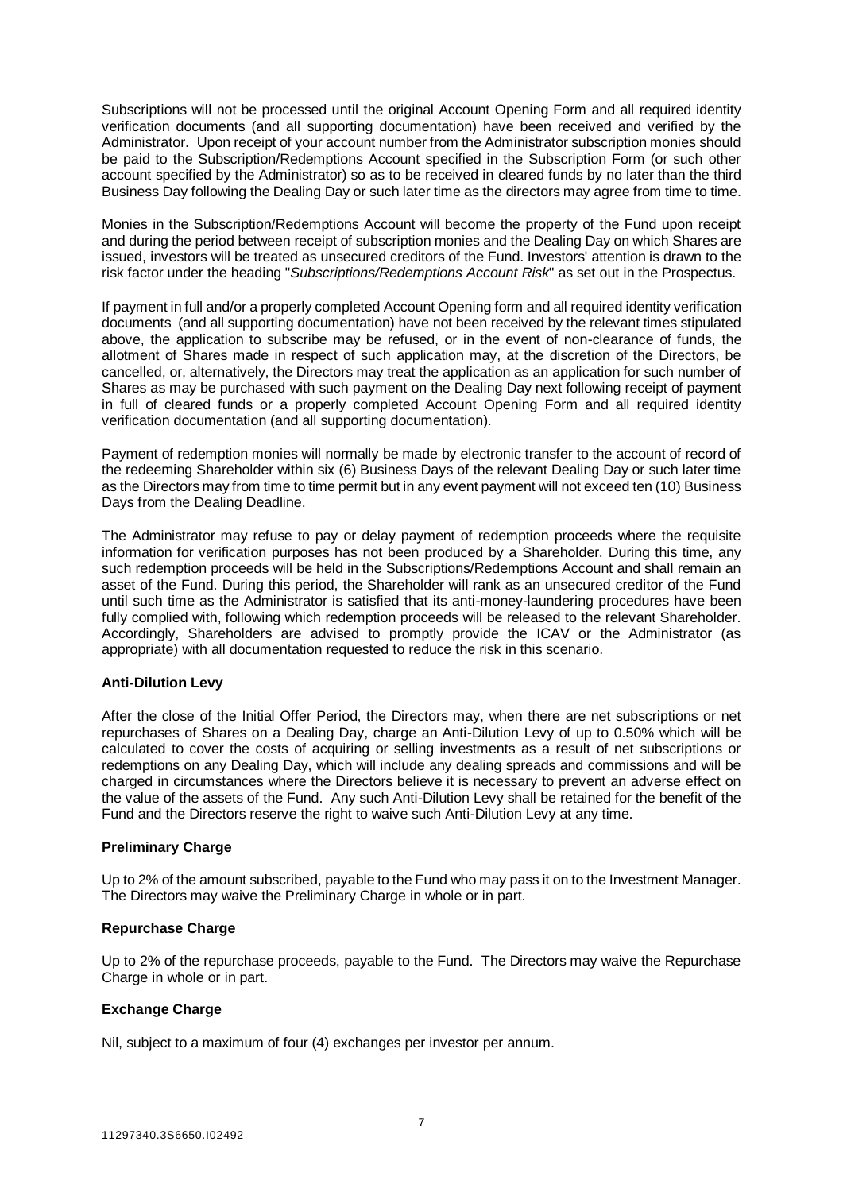Subscriptions will not be processed until the original Account Opening Form and all required identity verification documents (and all supporting documentation) have been received and verified by the Administrator. Upon receipt of your account number from the Administrator subscription monies should be paid to the Subscription/Redemptions Account specified in the Subscription Form (or such other account specified by the Administrator) so as to be received in cleared funds by no later than the third Business Day following the Dealing Day or such later time as the directors may agree from time to time.

Monies in the Subscription/Redemptions Account will become the property of the Fund upon receipt and during the period between receipt of subscription monies and the Dealing Day on which Shares are issued, investors will be treated as unsecured creditors of the Fund. Investors' attention is drawn to the risk factor under the heading "*Subscriptions/Redemptions Account Risk*" as set out in the Prospectus.

If payment in full and/or a properly completed Account Opening form and all required identity verification documents (and all supporting documentation) have not been received by the relevant times stipulated above, the application to subscribe may be refused, or in the event of non-clearance of funds, the allotment of Shares made in respect of such application may, at the discretion of the Directors, be cancelled, or, alternatively, the Directors may treat the application as an application for such number of Shares as may be purchased with such payment on the Dealing Day next following receipt of payment in full of cleared funds or a properly completed Account Opening Form and all required identity verification documentation (and all supporting documentation).

Payment of redemption monies will normally be made by electronic transfer to the account of record of the redeeming Shareholder within six (6) Business Days of the relevant Dealing Day or such later time as the Directors may from time to time permit but in any event payment will not exceed ten (10) Business Days from the Dealing Deadline.

The Administrator may refuse to pay or delay payment of redemption proceeds where the requisite information for verification purposes has not been produced by a Shareholder. During this time, any such redemption proceeds will be held in the Subscriptions/Redemptions Account and shall remain an asset of the Fund. During this period, the Shareholder will rank as an unsecured creditor of the Fund until such time as the Administrator is satisfied that its anti-money-laundering procedures have been fully complied with, following which redemption proceeds will be released to the relevant Shareholder. Accordingly, Shareholders are advised to promptly provide the ICAV or the Administrator (as appropriate) with all documentation requested to reduce the risk in this scenario.

**Anti-Dilution Levy**

After the close of the Initial Offer Period, the Directors may, when there are net subscriptions or net repurchases of Shares on a Dealing Day, charge an Anti-Dilution Levy of up to 0.50% which will be calculated to cover the costs of acquiring or selling investments as a result of net subscriptions or redemptions on any Dealing Day, which will include any dealing spreads and commissions and will be charged in circumstances where the Directors believe it is necessary to prevent an adverse effect on the value of the assets of the Fund. Any such Anti-Dilution Levy shall be retained for the benefit of the Fund and the Directors reserve the right to waive such Anti-Dilution Levy at any time.

**Preliminary Charge**

Up to 2% of the amount subscribed, payable to the Fund who may pass it on to the Investment Manager. The Directors may waive the Preliminary Charge in whole or in part.

**Repurchase Charge**

Up to 2% of the repurchase proceeds, payable to the Fund. The Directors may waive the Repurchase Charge in whole or in part.

**Exchange Charge**

Nil, subject to a maximum of four (4) exchanges per investor per annum.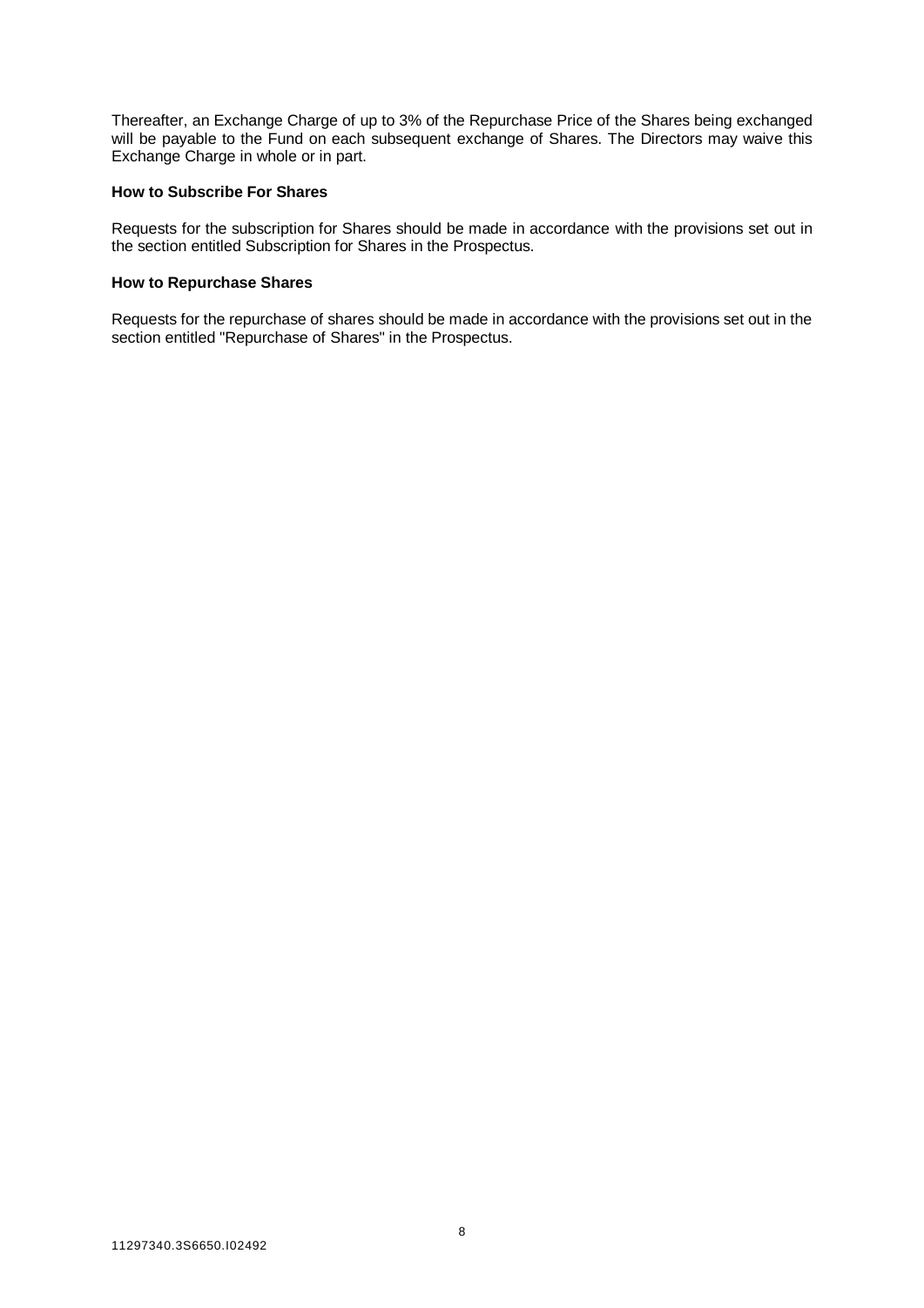Thereafter, an Exchange Charge of up to 3% of the Repurchase Price of the Shares being exchanged will be payable to the Fund on each subsequent exchange of Shares. The Directors may waive this Exchange Charge in whole or in part.

**How to Subscribe For Shares**

Requests for the subscription for Shares should be made in accordance with the provisions set out in the section entitled Subscription for Shares in the Prospectus.

**How to Repurchase Shares**

Requests for the repurchase of shares should be made in accordance with the provisions set out in the section entitled "Repurchase of Shares" in the Prospectus.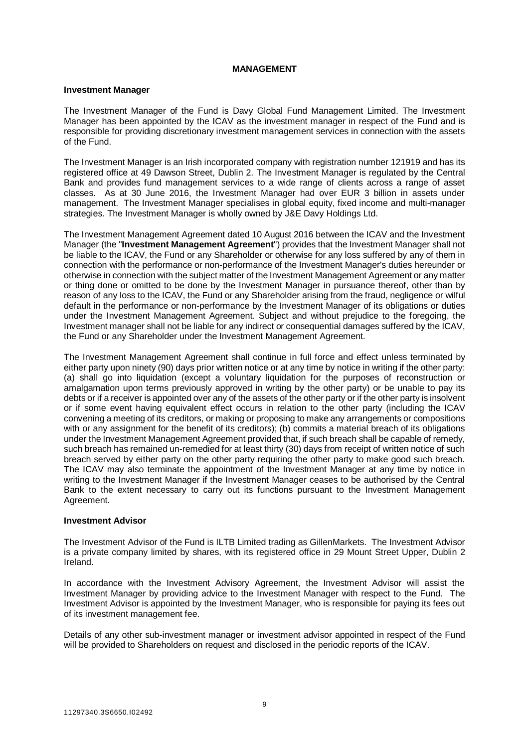# MANAGEMENT

## Investment Manager

The Investment Manager of the Fund is Davy Global Fund Management Limited. The Investment Manager has been appointed by the ICAV as the investment manager in respect of the Fund and is responsible for providing discretionary investment management services in connection with the assets of the Fund.

The Investment Manager is an Irish incorporated company with registration number 121919 and has its registered office at 49 Dawson Street, Dublin 2. The Investment Manager is regulated by the Central Bank and provides fund management services to a wide range of clients across a range of asset classes. As at 30 June 2016, the Investment Manager had over EUR 3 billion in assets under management. The Investment Manager specialises in global equity, fixed income and multi-manager strategies. The Investment Manager is wholly owned by J&E Davy Holdings Ltd.

The Investment Management Agreement dated 10 August 2016 between the ICAV and the Investment Manager (the "**Investment Management Agreement**") provides that the Investment Manager shall not be liable to the ICAV, the Fund or any Shareholder or otherwise for any loss suffered by any of them in connection with the performance or non-performance of the Investment Manager's duties hereunder or otherwise in connection with the subject matter of the Investment Management Agreement or any matter or thing done or omitted to be done by the Investment Manager in pursuance thereof, other than by reason of any loss to the ICAV, the Fund or any Shareholder arising from the fraud, negligence or wilful default in the performance or non-performance by the Investment Manager of its obligations or duties under the Investment Management Agreement. Subject and without prejudice to the foregoing, the Investment manager shall not be liable for any indirect or consequential damages suffered by the ICAV, the Fund or any Shareholder under the Investment Management Agreement.

The Investment Management Agreement shall continue in full force and effect unless terminated by either party upon ninety (90) days prior written notice or at any time by notice in writing if the other party: (a) shall go into liquidation (except a voluntary liquidation for the purposes of reconstruction or amalgamation upon terms previously approved in writing by the other party) or be unable to pay its debts or if a receiver is appointed over any of the assets of the other party or if the other party is insolvent or if some event having equivalent effect occurs in relation to the other party (including the ICAV convening a meeting of its creditors, or making or proposing to make any arrangements or compositions with or any assignment for the benefit of its creditors); (b) commits a material breach of its obligations under the Investment Management Agreement provided that, if such breach shall be capable of remedy, such breach has remained un-remedied for at least thirty (30) days from receipt of written notice of such breach served by either party on the other party requiring the other party to make good such breach. The ICAV may also terminate the appointment of the Investment Manager at any time by notice in writing to the Investment Manager if the Investment Manager ceases to be authorised by the Central Bank to the extent necessary to carry out its functions pursuant to the Investment Management Agreement.

## Investment Advisor

The Investment Advisor of the Fund is ILTB Limited trading as GillenMarkets. The Investment Advisor is a private company limited by shares, with its registered office in 29 Mount Street Upper, Dublin 2 Ireland.

In accordance with the Investment Advisory Agreement, the Investment Advisor will assist the Investment Manager by providing advice to the Investment Manager with respect to the Fund. The Investment Advisor is appointed by the Investment Manager, who is responsible for paying its fees out of its investment management fee.

Details of any other sub-investment manager or investment advisor appointed in respect of the Fund will be provided to Shareholders on request and disclosed in the periodic reports of the ICAV.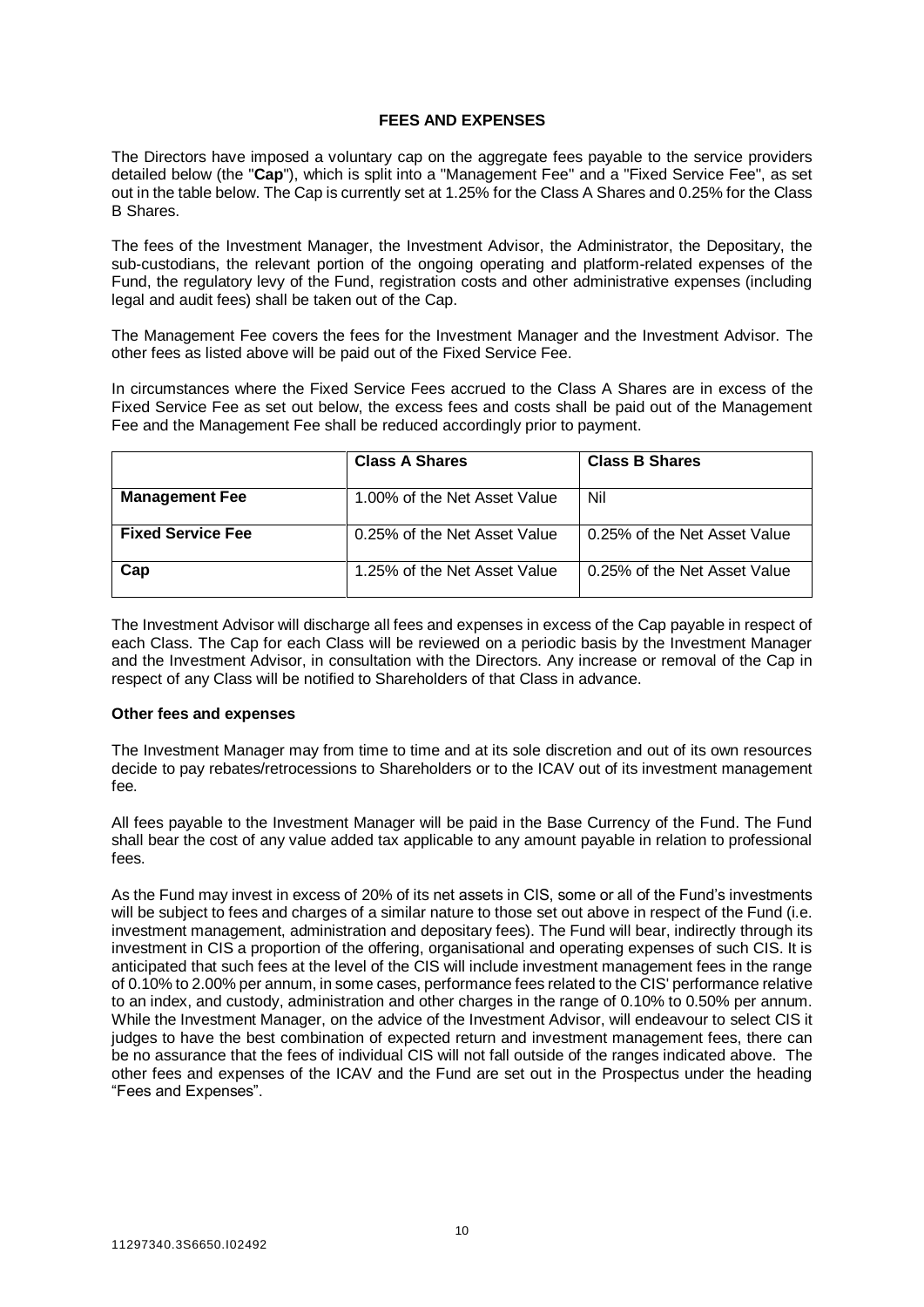## FEES AND EXPENSES

The Directors have imposed a voluntary cap on the aggregate fees payable to the service providers detailed below (the "**Cap**"), which is split into a "Management Fee" and a "Fixed Service Fee", as set out in the table below. The Cap is currently set at 1.25% for the Class A Shares and 0.25% for the Class B Shares.

The fees of the Investment Manager, the Investment Advisor, the Administrator, the Depositary, the sub-custodians, the relevant portion of the ongoing operating and platform-related expenses of the Fund, the regulatory levy of the Fund, registration costs and other administrative expenses (including legal and audit fees) shall be taken out of the Cap.

The Management Fee covers the fees for the Investment Manager and the Investment Advisor. The other fees as listed above will be paid out of the Fixed Service Fee.

In circumstances where the Fixed Service Fees accrued to the Class A Shares are in excess of the Fixed Service Fee as set out below, the excess fees and costs shall be paid out of the Management Fee and the Management Fee shall be reduced accordingly prior to payment.

| | **Class A Shares** | **Class B Shares** |
|---|---|---|
| **Management Fee** | 1.00% of the Net Asset Value | Nil |
| **Fixed Service Fee** | 0.25% of the Net Asset Value | 0.25% of the Net Asset Value |
| **Cap** | 1.25% of the Net Asset Value | 0.25% of the Net Asset Value |

The Investment Advisor will discharge all fees and expenses in excess of the Cap payable in respect of each Class. The Cap for each Class will be reviewed on a periodic basis by the Investment Manager and the Investment Advisor, in consultation with the Directors. Any increase or removal of the Cap in respect of any Class will be notified to Shareholders of that Class in advance.

### Other fees and expenses

The Investment Manager may from time to time and at its sole discretion and out of its own resources decide to pay rebates/retrocessions to Shareholders or to the ICAV out of its investment management fee.

All fees payable to the Investment Manager will be paid in the Base Currency of the Fund. The Fund shall bear the cost of any value added tax applicable to any amount payable in relation to professional fees.

As the Fund may invest in excess of 20% of its net assets in CIS, some or all of the Fund's investments will be subject to fees and charges of a similar nature to those set out above in respect of the Fund (i.e. investment management, administration and depositary fees). The Fund will bear, indirectly through its investment in CIS a proportion of the offering, organisational and operating expenses of such CIS. It is anticipated that such fees at the level of the CIS will include investment management fees in the range of 0.10% to 2.00% per annum, in some cases, performance fees related to the CIS' performance relative to an index, and custody, administration and other charges in the range of 0.10% to 0.50% per annum. While the Investment Manager, on the advice of the Investment Advisor, will endeavour to select CIS it judges to have the best combination of expected return and investment management fees, there can be no assurance that the fees of individual CIS will not fall outside of the ranges indicated above. The other fees and expenses of the ICAV and the Fund are set out in the Prospectus under the heading "Fees and Expenses".